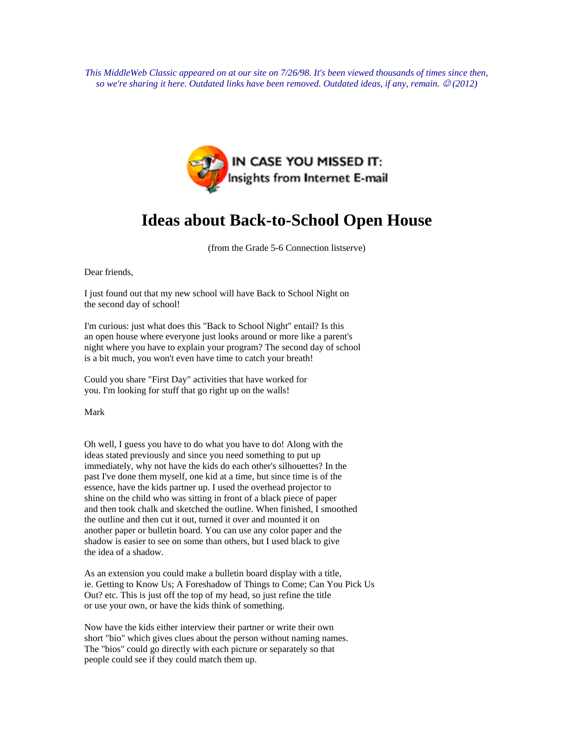*This MiddleWeb Classic appeared on at our site on 7/26/98. It's been viewed thousands of times since then, so we're sharing it here. Outdated links have been removed. Outdated ideas, if any, remain. ☺ (2012)*

IN CASE YOU MISSED IT: Insights from Internet E-mail

# Ideas about Back-to-School Open House

(from the Grade 5-6 Connection listserve)

Dear friends,

I just found out that my new school will have Back to School Night on the second day of school!

I'm curious: just what does this "Back to School Night" entail? Is this an open house where everyone just looks around or more like a parent's night where you have to explain your program? The second day of school is a bit much, you won't even have time to catch your breath!

Could you share "First Day" activities that have worked for you. I'm looking for stuff that go right up on the walls!

Mark

Oh well, I guess you have to do what you have to do! Along with the ideas stated previously and since you need something to put up immediately, why not have the kids do each other's silhouettes? In the past I've done them myself, one kid at a time, but since time is of the essence, have the kids partner up. I used the overhead projector to shine on the child who was sitting in front of a black piece of paper and then took chalk and sketched the outline. When finished, I smoothed the outline and then cut it out, turned it over and mounted it on another paper or bulletin board. You can use any color paper and the shadow is easier to see on some than others, but I used black to give the idea of a shadow.

As an extension you could make a bulletin board display with a title, ie. Getting to Know Us; A Foreshadow of Things to Come; Can You Pick Us Out? etc. This is just off the top of my head, so just refine the title or use your own, or have the kids think of something.

Now have the kids either interview their partner or write their own short "bio" which gives clues about the person without naming names. The "bios" could go directly with each picture or separately so that people could see if they could match them up.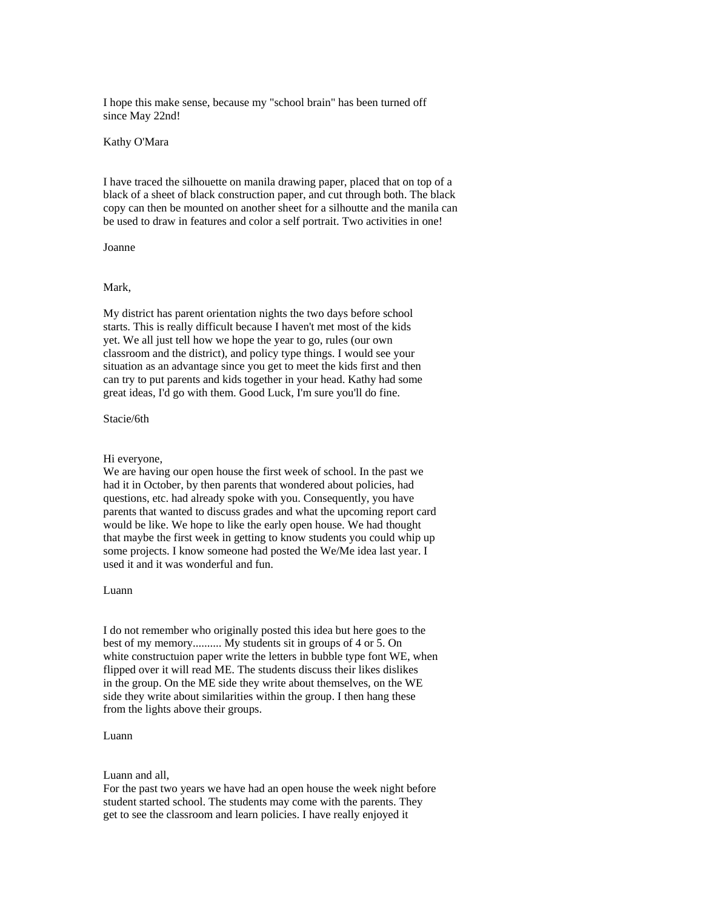I hope this make sense, because my "school brain" has been turned off since May 22nd!

Kathy O'Mara

I have traced the silhouette on manila drawing paper, placed that on top of a black of a sheet of black construction paper, and cut through both. The black copy can then be mounted on another sheet for a silhoutte and the manila can be used to draw in features and color a self portrait. Two activities in one!

Joanne

Mark,

My district has parent orientation nights the two days before school starts. This is really difficult because I haven't met most of the kids yet. We all just tell how we hope the year to go, rules (our own classroom and the district), and policy type things. I would see your situation as an advantage since you get to meet the kids first and then can try to put parents and kids together in your head. Kathy had some great ideas, I'd go with them. Good Luck, I'm sure you'll do fine.

Stacie/6th

Hi everyone,
We are having our open house the first week of school. In the past we had it in October, by then parents that wondered about policies, had questions, etc. had already spoke with you. Consequently, you have parents that wanted to discuss grades and what the upcoming report card would be like. We hope to like the early open house. We had thought that maybe the first week in getting to know students you could whip up some projects. I know someone had posted the We/Me idea last year. I used it and it was wonderful and fun.

Luann

I do not remember who originally posted this idea but here goes to the best of my memory.......... My students sit in groups of 4 or 5. On white constructuion paper write the letters in bubble type font WE, when flipped over it will read ME. The students discuss their likes dislikes in the group. On the ME side they write about themselves, on the WE side they write about similarities within the group. I then hang these from the lights above their groups.

Luann

Luann and all,
For the past two years we have had an open house the week night before student started school. The students may come with the parents. They get to see the classroom and learn policies. I have really enjoyed it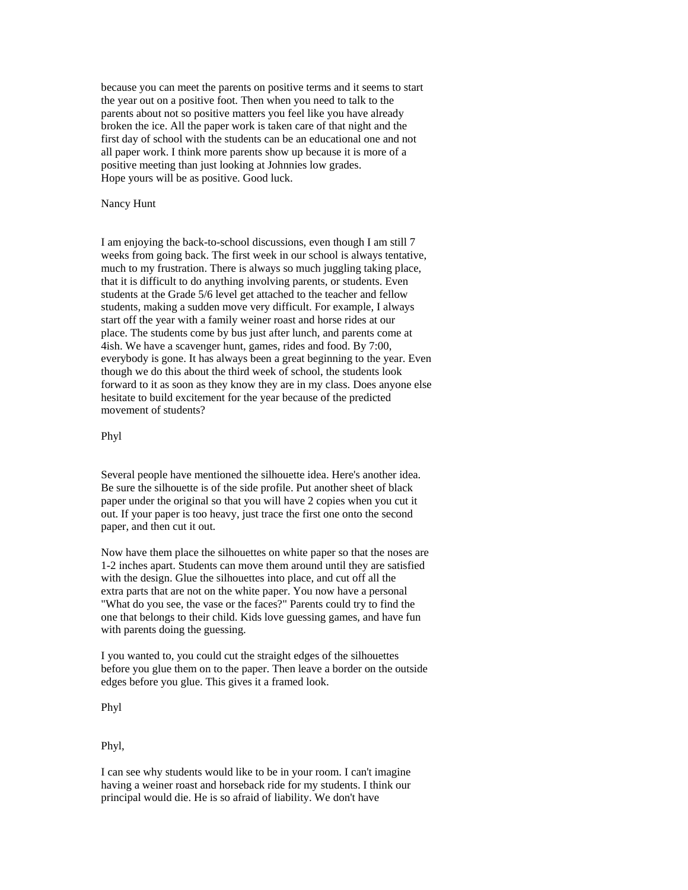because you can meet the parents on positive terms and it seems to start the year out on a positive foot. Then when you need to talk to the parents about not so positive matters you feel like you have already broken the ice. All the paper work is taken care of that night and the first day of school with the students can be an educational one and not all paper work. I think more parents show up because it is more of a positive meeting than just looking at Johnnies low grades.
Hope yours will be as positive. Good luck.

Nancy Hunt

I am enjoying the back-to-school discussions, even though I am still 7 weeks from going back. The first week in our school is always tentative, much to my frustration. There is always so much juggling taking place, that it is difficult to do anything involving parents, or students. Even students at the Grade 5/6 level get attached to the teacher and fellow students, making a sudden move very difficult. For example, I always start off the year with a family weiner roast and horse rides at our place. The students come by bus just after lunch, and parents come at 4ish. We have a scavenger hunt, games, rides and food. By 7:00, everybody is gone. It has always been a great beginning to the year. Even though we do this about the third week of school, the students look forward to it as soon as they know they are in my class. Does anyone else hesitate to build excitement for the year because of the predicted movement of students?

Phyl

Several people have mentioned the silhouette idea. Here's another idea. Be sure the silhouette is of the side profile. Put another sheet of black paper under the original so that you will have 2 copies when you cut it out. If your paper is too heavy, just trace the first one onto the second paper, and then cut it out.

Now have them place the silhouettes on white paper so that the noses are 1-2 inches apart. Students can move them around until they are satisfied with the design. Glue the silhouettes into place, and cut off all the extra parts that are not on the white paper. You now have a personal "What do you see, the vase or the faces?" Parents could try to find the one that belongs to their child. Kids love guessing games, and have fun with parents doing the guessing.

I you wanted to, you could cut the straight edges of the silhouettes before you glue them on to the paper. Then leave a border on the outside edges before you glue. This gives it a framed look.

Phyl

Phyl,

I can see why students would like to be in your room. I can't imagine having a weiner roast and horseback ride for my students. I think our principal would die. He is so afraid of liability. We don't have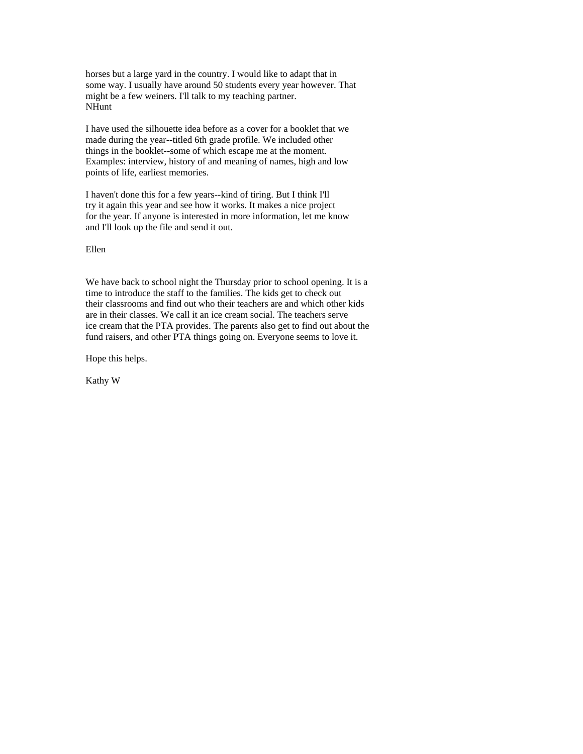horses but a large yard in the country. I would like to adapt that in some way. I usually have around 50 students every year however. That might be a few weiners. I'll talk to my teaching partner.
NHunt

I have used the silhouette idea before as a cover for a booklet that we made during the year--titled 6th grade profile. We included other things in the booklet--some of which escape me at the moment. Examples: interview, history of and meaning of names, high and low points of life, earliest memories.

I haven't done this for a few years--kind of tiring. But I think I'll try it again this year and see how it works. It makes a nice project for the year. If anyone is interested in more information, let me know and I'll look up the file and send it out.

Ellen

We have back to school night the Thursday prior to school opening. It is a time to introduce the staff to the families. The kids get to check out their classrooms and find out who their teachers are and which other kids are in their classes. We call it an ice cream social. The teachers serve ice cream that the PTA provides. The parents also get to find out about the fund raisers, and other PTA things going on. Everyone seems to love it.

Hope this helps.

Kathy W